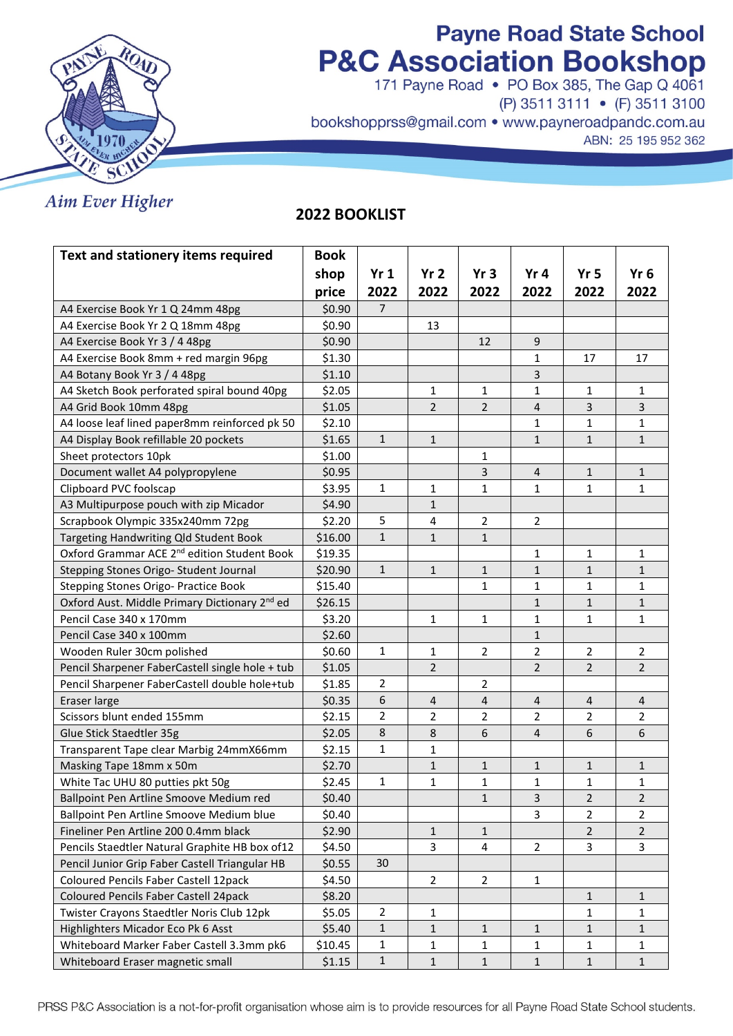# Payne Road State School

## P&C Association Bookshop

171 Payne Road • PO Box 385, The Gap Q 4061
(P) 3511 3111 • (F) 3511 3100
bookshopprss@gmail.com • www.payneroadpandc.com.au
ABN: 25 195 952 362

*Aim Ever Higher*

## 2022 BOOKLIST

| Text and stationery items required | Book shop price | Yr 1 2022 | Yr 2 2022 | Yr 3 2022 | Yr 4 2022 | Yr 5 2022 | Yr 6 2022 |
|---|---|---|---|---|---|---|---|
| A4 Exercise Book Yr 1 Q 24mm 48pg | $0.90 | 7 | | | | | |
| A4 Exercise Book Yr 2 Q 18mm 48pg | $0.90 | | 13 | | | | |
| A4 Exercise Book Yr 3 / 4 48pg | $0.90 | | | 12 | 9 | | |
| A4 Exercise Book 8mm + red margin 96pg | $1.30 | | | | 1 | 17 | 17 |
| A4 Botany Book Yr 3 / 4 48pg | $1.10 | | | | 3 | | |
| A4 Sketch Book perforated spiral bound 40pg | $2.05 | | 1 | 1 | 1 | 1 | 1 |
| A4 Grid Book 10mm 48pg | $1.05 | | 2 | 2 | 4 | 3 | 3 |
| A4 loose leaf lined paper8mm reinforced pk 50 | $2.10 | | | | 1 | 1 | 1 |
| A4 Display Book refillable 20 pockets | $1.65 | 1 | 1 | | 1 | 1 | 1 |
| Sheet protectors 10pk | $1.00 | | | 1 | | | |
| Document wallet A4 polypropylene | $0.95 | | | 3 | 4 | 1 | 1 |
| Clipboard PVC foolscap | $3.95 | 1 | 1 | 1 | 1 | 1 | 1 |
| A3 Multipurpose pouch with zip Micador | $4.90 | | 1 | | | | |
| Scrapbook Olympic 335x240mm 72pg | $2.20 | 5 | 4 | 2 | 2 | | |
| Targeting Handwriting Qld Student Book | $16.00 | 1 | 1 | 1 | | | |
| Oxford Grammar ACE 2nd edition Student Book | $19.35 | | | | 1 | 1 | 1 |
| Stepping Stones Origo- Student Journal | $20.90 | 1 | 1 | 1 | 1 | 1 | 1 |
| Stepping Stones Origo- Practice Book | $15.40 | | | 1 | 1 | 1 | 1 |
| Oxford Aust. Middle Primary Dictionary 2nd ed | $26.15 | | | | 1 | 1 | 1 |
| Pencil Case 340 x 170mm | $3.20 | | 1 | 1 | 1 | 1 | 1 |
| Pencil Case 340 x 100mm | $2.60 | | | | 1 | | |
| Wooden Ruler 30cm polished | $0.60 | 1 | 1 | 2 | 2 | 2 | 2 |
| Pencil Sharpener FaberCastell single hole + tub | $1.05 | | 2 | | 2 | 2 | 2 |
| Pencil Sharpener FaberCastell double hole+tub | $1.85 | 2 | | 2 | | | |
| Eraser large | $0.35 | 6 | 4 | 4 | 4 | 4 | 4 |
| Scissors blunt ended 155mm | $2.15 | 2 | 2 | 2 | 2 | 2 | 2 |
| Glue Stick Staedtler 35g | $2.05 | 8 | 8 | 6 | 4 | 6 | 6 |
| Transparent Tape clear Marbig 24mmX66mm | $2.15 | 1 | 1 | | | | |
| Masking Tape 18mm x 50m | $2.70 | | 1 | 1 | 1 | 1 | 1 |
| White Tac UHU 80 putties pkt 50g | $2.45 | 1 | 1 | 1 | 1 | 1 | 1 |
| Ballpoint Pen Artline Smoove Medium red | $0.40 | | | 1 | 3 | 2 | 2 |
| Ballpoint Pen Artline Smoove Medium blue | $0.40 | | | | 3 | 2 | 2 |
| Fineliner Pen Artline 200 0.4mm black | $2.90 | | 1 | 1 | | 2 | 2 |
| Pencils Staedtler Natural Graphite HB box of12 | $4.50 | | 3 | 4 | 2 | 3 | 3 |
| Pencil Junior Grip Faber Castell Triangular HB | $0.55 | 30 | | | | | |
| Coloured Pencils Faber Castell 12pack | $4.50 | | 2 | 2 | 1 | | |
| Coloured Pencils Faber Castell 24pack | $8.20 | | | | | 1 | 1 |
| Twister Crayons Staedtler Noris Club 12pk | $5.05 | 2 | 1 | | | 1 | 1 |
| Highlighters Micador Eco Pk 6 Asst | $5.40 | 1 | 1 | 1 | 1 | 1 | 1 |
| Whiteboard Marker Faber Castell 3.3mm pk6 | $10.45 | 1 | 1 | 1 | 1 | 1 | 1 |
| Whiteboard Eraser magnetic small | $1.15 | 1 | 1 | 1 | 1 | 1 | 1 |

PRSS P&C Association is a not-for-profit organisation whose aim is to provide resources for all Payne Road State School students.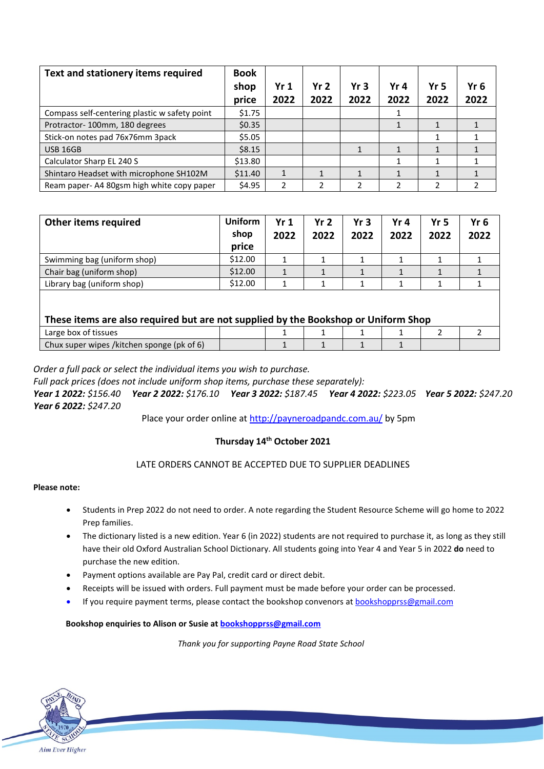| Text and stationery items required | Book shop price | Yr 1 2022 | Yr 2 2022 | Yr 3 2022 | Yr 4 2022 | Yr 5 2022 | Yr 6 2022 |
|---|---|---|---|---|---|---|---|
| Compass self-centering plastic w safety point | $1.75 | | | | 1 | | |
| Protractor- 100mm, 180 degrees | $0.35 | | | | 1 | 1 | 1 |
| Stick-on notes pad 76x76mm 3pack | $5.05 | | | | | 1 | 1 |
| USB 16GB | $8.15 | | | 1 | 1 | 1 | 1 |
| Calculator Sharp EL 240 S | $13.80 | | | | 1 | 1 | 1 |
| Shintaro Headset with microphone SH102M | $11.40 | 1 | 1 | 1 | 1 | 1 | 1 |
| Ream paper- A4 80gsm high white copy paper | $4.95 | 2 | 2 | 2 | 2 | 2 | 2 |

| Other items required | Uniform shop price | Yr 1 2022 | Yr 2 2022 | Yr 3 2022 | Yr 4 2022 | Yr 5 2022 | Yr 6 2022 |
|---|---|---|---|---|---|---|---|
| Swimming bag (uniform shop) | $12.00 | 1 | 1 | 1 | 1 | 1 | 1 |
| Chair bag (uniform shop) | $12.00 | 1 | 1 | 1 | 1 | 1 | 1 |
| Library bag (uniform shop) | $12.00 | 1 | 1 | 1 | 1 | 1 | 1 |
| **These items are also required but are not supplied by the Bookshop or Uniform Shop** | | | | | | | |
| Large box of tissues | | 1 | 1 | 1 | 1 | 2 | 2 |
| Chux super wipes /kitchen sponge (pk of 6) | | 1 | 1 | 1 | 1 | | |

*Order a full pack or select the individual items you wish to purchase.*
*Full pack prices (does not include uniform shop items, purchase these separately):*
***Year 1 2022:** $156.40* ***Year 2 2022:** $176.10* ***Year 3 2022:** $187.45* ***Year 4 2022:** $223.05* ***Year 5 2022:** $247.20*
***Year 6 2022:** $247.20*

Place your order online at http://payneroadpandc.com.au/ by 5pm

**Thursday 14th October 2021**

LATE ORDERS CANNOT BE ACCEPTED DUE TO SUPPLIER DEADLINES

**Please note:**

- Students in Prep 2022 do not need to order. A note regarding the Student Resource Scheme will go home to 2022 Prep families.
- The dictionary listed is a new edition. Year 6 (in 2022) students are not required to purchase it, as long as they still have their old Oxford Australian School Dictionary. All students going into Year 4 and Year 5 in 2022 **do** need to purchase the new edition.
- Payment options available are Pay Pal, credit card or direct debit.
- Receipts will be issued with orders. Full payment must be made before your order can be processed.
- If you require payment terms, please contact the bookshop convenors at bookshopprss@gmail.com

**Bookshop enquiries to Alison or Susie at bookshopprss@gmail.com**

*Thank you for supporting Payne Road State School*

Aim Ever Higher